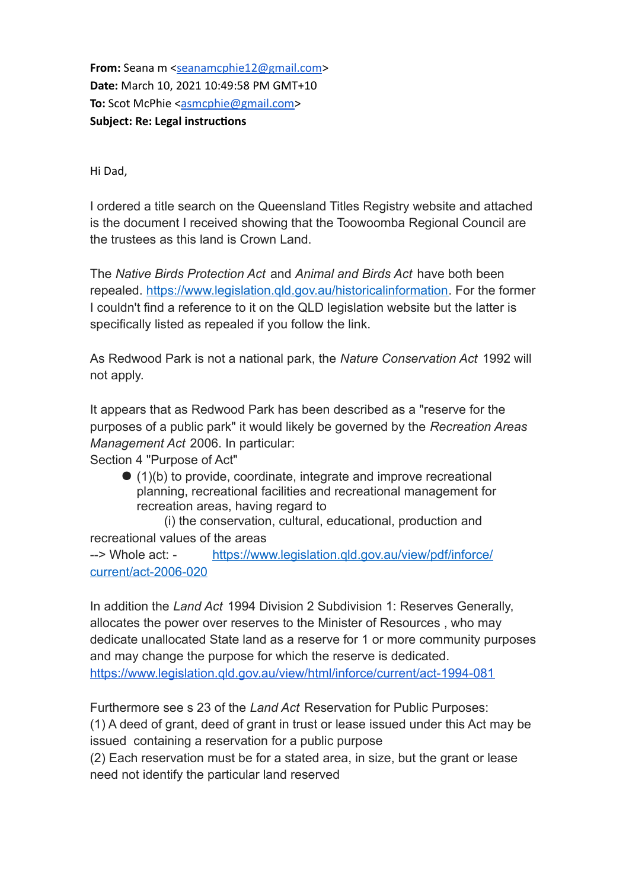**From:** Seana m <seanamcphie12@gmail.com>
**Date:** March 10, 2021 10:49:58 PM GMT+10
**To:** Scot McPhie <asmcphie@gmail.com>
**Subject: Re: Legal instructions**

Hi Dad,

I ordered a title search on the Queensland Titles Registry website and attached is the document I received showing that the Toowoomba Regional Council are the trustees as this land is Crown Land.

The *Native Birds Protection Act* and *Animal and Birds Act* have both been repealed. https://www.legislation.qld.gov.au/historicalinformation. For the former I couldn't find a reference to it on the QLD legislation website but the latter is specifically listed as repealed if you follow the link.

As Redwood Park is not a national park, the *Nature Conservation Act* 1992 will not apply.

It appears that as Redwood Park has been described as a "reserve for the purposes of a public park" it would likely be governed by the *Recreation Areas Management Act* 2006. In particular:
Section 4 "Purpose of Act"

- (1)(b) to provide, coordinate, integrate and improve recreational planning, recreational facilities and recreational management for recreation areas, having regard to
  (i) the conservation, cultural, educational, production and recreational values of the areas

--> Whole act: - https://www.legislation.qld.gov.au/view/pdf/inforce/current/act-2006-020

In addition the *Land Act* 1994 Division 2 Subdivision 1: Reserves Generally, allocates the power over reserves to the Minister of Resources , who may dedicate unallocated State land as a reserve for 1 or more community purposes and may change the purpose for which the reserve is dedicated.
https://www.legislation.qld.gov.au/view/html/inforce/current/act-1994-081

Furthermore see s 23 of the *Land Act* Reservation for Public Purposes:
(1) A deed of grant, deed of grant in trust or lease issued under this Act may be issued containing a reservation for a public purpose
(2) Each reservation must be for a stated area, in size, but the grant or lease need not identify the particular land reserved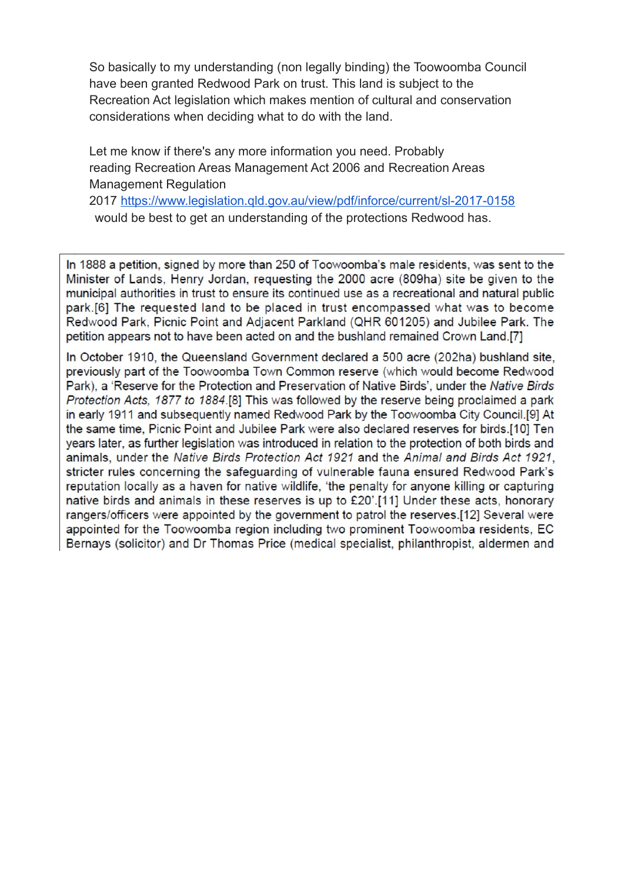So basically to my understanding (non legally binding) the Toowoomba Council have been granted Redwood Park on trust. This land is subject to the Recreation Act legislation which makes mention of cultural and conservation considerations when deciding what to do with the land.

Let me know if there's any more information you need. Probably reading Recreation Areas Management Act 2006 and Recreation Areas Management Regulation 2017 https://www.legislation.qld.gov.au/view/pdf/inforce/current/sl-2017-0158 would be best to get an understanding of the protections Redwood has.

---

In 1888 a petition, signed by more than 250 of Toowoomba's male residents, was sent to the Minister of Lands, Henry Jordan, requesting the 2000 acre (809ha) site be given to the municipal authorities in trust to ensure its continued use as a recreational and natural public park.[6] The requested land to be placed in trust encompassed what was to become Redwood Park, Picnic Point and Adjacent Parkland (QHR 601205) and Jubilee Park. The petition appears not to have been acted on and the bushland remained Crown Land.[7]

In October 1910, the Queensland Government declared a 500 acre (202ha) bushland site, previously part of the Toowoomba Town Common reserve (which would become Redwood Park), a 'Reserve for the Protection and Preservation of Native Birds', under the *Native Birds Protection Acts, 1877 to 1884*.[8] This was followed by the reserve being proclaimed a park in early 1911 and subsequently named Redwood Park by the Toowoomba City Council.[9] At the same time, Picnic Point and Jubilee Park were also declared reserves for birds.[10] Ten years later, as further legislation was introduced in relation to the protection of both birds and animals, under the *Native Birds Protection Act 1921* and the *Animal and Birds Act 1921*, stricter rules concerning the safeguarding of vulnerable fauna ensured Redwood Park's reputation locally as a haven for native wildlife, 'the penalty for anyone killing or capturing native birds and animals in these reserves is up to £20'.[11] Under these acts, honorary rangers/officers were appointed by the government to patrol the reserves.[12] Several were appointed for the Toowoomba region including two prominent Toowoomba residents, EC Bernays (solicitor) and Dr Thomas Price (medical specialist, philanthropist, aldermen and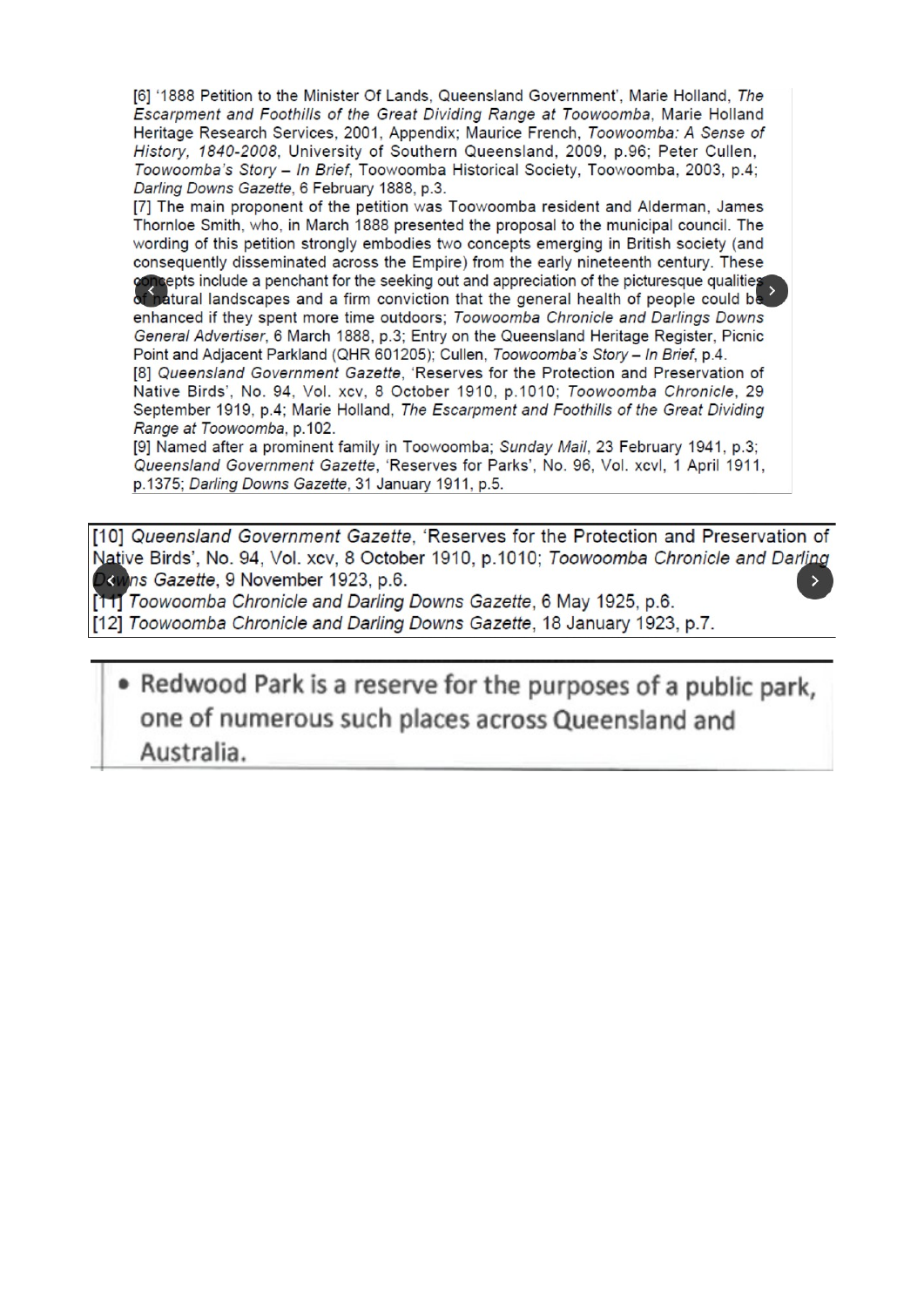[6] '1888 Petition to the Minister Of Lands, Queensland Government', Marie Holland, *The Escarpment and Foothills of the Great Dividing Range at Toowoomba*, Marie Holland Heritage Research Services, 2001, Appendix; Maurice French, *Toowoomba: A Sense of History, 1840-2008*, University of Southern Queensland, 2009, p.96; Peter Cullen, *Toowoomba's Story – In Brief*, Toowoomba Historical Society, Toowoomba, 2003, p.4; *Darling Downs Gazette*, 6 February 1888, p.3.

[7] The main proponent of the petition was Toowoomba resident and Alderman, James Thornloe Smith, who, in March 1888 presented the proposal to the municipal council. The wording of this petition strongly embodies two concepts emerging in British society (and consequently disseminated across the Empire) from the early nineteenth century. These concepts include a penchant for the seeking out and appreciation of the picturesque qualities of natural landscapes and a firm conviction that the general health of people could be enhanced if they spent more time outdoors; *Toowoomba Chronicle and Darlings Downs General Advertiser*, 6 March 1888, p.3; Entry on the Queensland Heritage Register, Picnic Point and Adjacent Parkland (QHR 601205); Cullen, *Toowoomba's Story – In Brief*, p.4.

[8] *Queensland Government Gazette*, 'Reserves for the Protection and Preservation of Native Birds', No. 94, Vol. xcv, 8 October 1910, p.1010; *Toowoomba Chronicle*, 29 September 1919, p.4; Marie Holland, *The Escarpment and Foothills of the Great Dividing Range at Toowoomba*, p.102.

[9] Named after a prominent family in Toowoomba; *Sunday Mail*, 23 February 1941, p.3; *Queensland Government Gazette*, 'Reserves for Parks', No. 96, Vol. xcvl, 1 April 1911, p.1375; *Darling Downs Gazette*, 31 January 1911, p.5.

[10] *Queensland Government Gazette*, 'Reserves for the Protection and Preservation of Native Birds', No. 94, Vol. xcv, 8 October 1910, p.1010; *Toowoomba Chronicle and Darling Downs Gazette*, 9 November 1923, p.6.

[11] *Toowoomba Chronicle and Darling Downs Gazette*, 6 May 1925, p.6.

[12] *Toowoomba Chronicle and Darling Downs Gazette*, 18 January 1923, p.7.

- Redwood Park is a reserve for the purposes of a public park, one of numerous such places across Queensland and Australia.